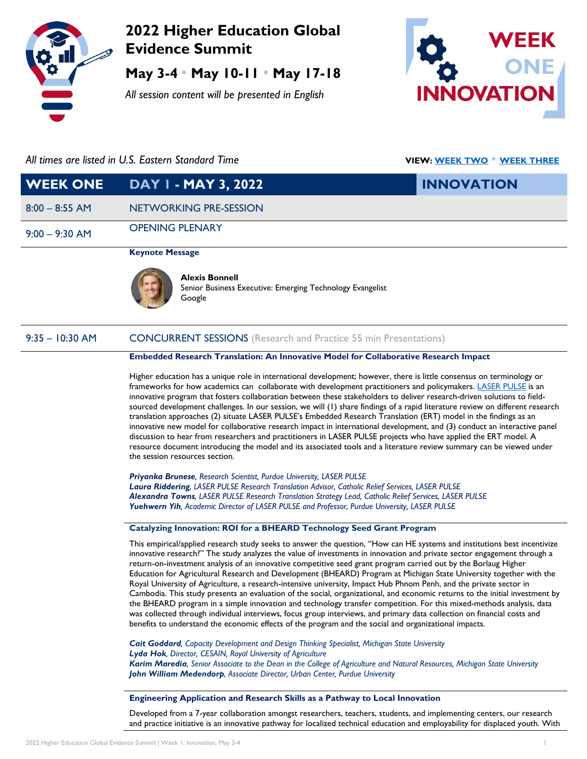# 2022 Higher Education Global Evidence Summit

## May 3-4 • May 10-11 • May 17-18

*All session content will be presented in English*

WEEK ONE INNOVATION

*All times are listed in U.S. Eastern Standard Time*

**VIEW:** [WEEK TWO](#) • [WEEK THREE](#)

## WEEK ONE DAY 1 - MAY 3, 2022 INNOVATION

**8:00 – 8:55 AM** NETWORKING PRE-SESSION

**9:00 – 9:30 AM** OPENING PLENARY

**Keynote Message**

**Alexis Bonnell**
Senior Business Executive: Emerging Technology Evangelist
Google

**9:35 – 10:30 AM** CONCURRENT SESSIONS (Research and Practice 55 min Presentations)

**Embedded Research Translation: An Innovative Model for Collaborative Research Impact**

Higher education has a unique role in international development; however, there is little consensus on terminology or frameworks for how academics can collaborate with development practitioners and policymakers. [LASER PULSE](#) is an innovative program that fosters collaboration between these stakeholders to deliver research-driven solutions to field-sourced development challenges. In our session, we will (1) share findings of a rapid literature review on different research translation approaches (2) situate LASER PULSE's Embedded Research Translation (ERT) model in the findings as an innovative new model for collaborative research impact in international development, and (3) conduct an interactive panel discussion to hear from researchers and practitioners in LASER PULSE projects who have applied the ERT model. A resource document introducing the model and its associated tools and a literature review summary can be viewed under the session resources section.

***Priyanka Brunese**, Research Scientist, Purdue University, LASER PULSE*
***Laura Riddering**, LASER PULSE Research Translation Advisor, Catholic Relief Services, LASER PULSE*
***Alexandra Towns**, LASER PULSE Research Translation Strategy Lead, Catholic Relief Services, LASER PULSE*
***Yuehwern Yih**, Academic Director of LASER PULSE and Professor, Purdue University, LASER PULSE*

**Catalyzing Innovation: ROI for a BHEARD Technology Seed Grant Program**

This empirical/applied research study seeks to answer the question, "How can HE systems and institutions best incentivize innovative research?" The study analyzes the value of investments in innovation and private sector engagement through a return-on-investment analysis of an innovative competitive seed grant program carried out by the Borlaug Higher Education for Agricultural Research and Development (BHEARD) Program at Michigan State University together with the Royal University of Agriculture, a research-intensive university, Impact Hub Phnom Penh, and the private sector in Cambodia. This study presents an evaluation of the social, organizational, and economic returns to the initial investment by the BHEARD program in a simple innovation and technology transfer competition. For this mixed-methods analysis, data was collected through individual interviews, focus group interviews, and primary data collection on financial costs and benefits to understand the economic effects of the program and the social and organizational impacts.

***Cait Goddard**, Capacity Development and Design Thinking Specialist, Michigan State University*
***Lyda Hok**, Director, CESAIN, Royal University of Agriculture*
***Karim Maredia**, Senior Associate to the Dean in the College of Agriculture and Natural Resources, Michigan State University*
***John William Medendorp**, Associate Director, Urban Center, Purdue University*

**Engineering Application and Research Skills as a Pathway to Local Innovation**

Developed from a 7-year collaboration amongst researchers, teachers, students, and implementing centers, our research and practice initiative is an innovative pathway for localized technical education and employability for displaced youth. With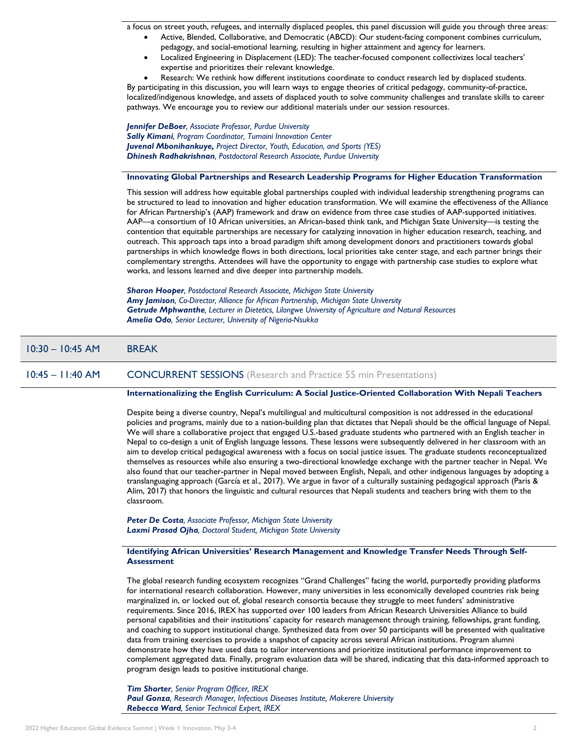a focus on street youth, refugees, and internally displaced peoples, this panel discussion will guide you through three areas:

- Active, Blended, Collaborative, and Democratic (ABCD): Our student-facing component combines curriculum, pedagogy, and social-emotional learning, resulting in higher attainment and agency for learners.
- Localized Engineering in Displacement (LED): The teacher-focused component collectivizes local teachers' expertise and prioritizes their relevant knowledge.
- Research: We rethink how different institutions coordinate to conduct research led by displaced students.

By participating in this discussion, you will learn ways to engage theories of critical pedagogy, community-of-practice, localized/indigenous knowledge, and assets of displaced youth to solve community challenges and translate skills to career pathways. We encourage you to review our additional materials under our session resources.

***Jennifer DeBoer**, Associate Professor, Purdue University*
***Sally Kimani**, Program Coordinator, Tumaini Innovation Center*
***Juvenal Mbonihankuye,** Project Director, Youth, Education, and Sports (YES)*
***Dhinesh Radhakrishnan**, Postdoctoral Research Associate, Purdue University*

### Innovating Global Partnerships and Research Leadership Programs for Higher Education Transformation

This session will address how equitable global partnerships coupled with individual leadership strengthening programs can be structured to lead to innovation and higher education transformation. We will examine the effectiveness of the Alliance for African Partnership's (AAP) framework and draw on evidence from three case studies of AAP-supported initiatives. AAP—a consortium of 10 African universities, an African-based think tank, and Michigan State University—is testing the contention that equitable partnerships are necessary for catalyzing innovation in higher education research, teaching, and outreach. This approach taps into a broad paradigm shift among development donors and practitioners towards global partnerships in which knowledge flows in both directions, local priorities take center stage, and each partner brings their complementary strengths. Attendees will have the opportunity to engage with partnership case studies to explore what works, and lessons learned and dive deeper into partnership models.

***Sharon Hooper**, Postdoctoral Research Associate, Michigan State University*
***Amy Jamison**, Co-Director, Alliance for African Partnership, Michigan State University*
***Getrude Mphwanthe**, Lecturer in Dietetics, Lilongwe University of Agriculture and Natural Resources*
***Amelia Odo**, Senior Lecturer, University of Nigeria-Nsukka*

## 10:30 – 10:45 AM BREAK

## 10:45 – 11:40 AM CONCURRENT SESSIONS (Research and Practice 55 min Presentations)

### Internationalizing the English Curriculum: A Social Justice-Oriented Collaboration With Nepali Teachers

Despite being a diverse country, Nepal's multilingual and multicultural composition is not addressed in the educational policies and programs, mainly due to a nation-building plan that dictates that Nepali should be the official language of Nepal. We will share a collaborative project that engaged U.S.-based graduate students who partnered with an English teacher in Nepal to co-design a unit of English language lessons. These lessons were subsequently delivered in her classroom with an aim to develop critical pedagogical awareness with a focus on social justice issues. The graduate students reconceptualized themselves as resources while also ensuring a two-directional knowledge exchange with the partner teacher in Nepal. We also found that our teacher-partner in Nepal moved between English, Nepali, and other indigenous languages by adopting a translanguaging approach (García et al., 2017). We argue in favor of a culturally sustaining pedagogical approach (Paris & Alim, 2017) that honors the linguistic and cultural resources that Nepali students and teachers bring with them to the classroom.

***Peter De Costa**, Associate Professor, Michigan State University*
***Laxmi Prasad Ojha**, Doctoral Student, Michigan State University*

### Identifying African Universities' Research Management and Knowledge Transfer Needs Through Self-Assessment

The global research funding ecosystem recognizes "Grand Challenges" facing the world, purportedly providing platforms for international research collaboration. However, many universities in less economically developed countries risk being marginalized in, or locked out of, global research consortia because they struggle to meet funders' administrative requirements. Since 2016, IREX has supported over 100 leaders from African Research Universities Alliance to build personal capabilities and their institutions' capacity for research management through training, fellowships, grant funding, and coaching to support institutional change. Synthesized data from over 50 participants will be presented with qualitative data from training exercises to provide a snapshot of capacity across several African institutions. Program alumni demonstrate how they have used data to tailor interventions and prioritize institutional performance improvement to complement aggregated data. Finally, program evaluation data will be shared, indicating that this data-informed approach to program design leads to positive institutional change.

***Tim Shorter**, Senior Program Officer, IREX*
***Paul Gonza**, Research Manager, Infectious Diseases Institute, Makerere University*
***Rebecca Ward**, Senior Technical Expert, IREX*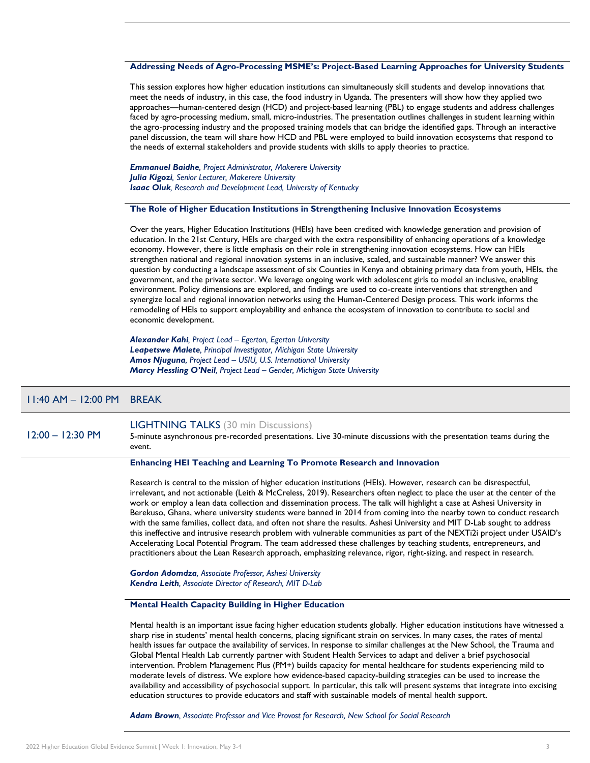### Addressing Needs of Agro-Processing MSME's: Project-Based Learning Approaches for University Students

This session explores how higher education institutions can simultaneously skill students and develop innovations that meet the needs of industry, in this case, the food industry in Uganda. The presenters will show how they applied two approaches—human-centered design (HCD) and project-based learning (PBL) to engage students and address challenges faced by agro-processing medium, small, micro-industries. The presentation outlines challenges in student learning within the agro-processing industry and the proposed training models that can bridge the identified gaps. Through an interactive panel discussion, the team will share how HCD and PBL were employed to build innovation ecosystems that respond to the needs of external stakeholders and provide students with skills to apply theories to practice.

***Emmanuel Baidhe**, Project Administrator, Makerere University*
***Julia Kigozi**, Senior Lecturer, Makerere University*
***Isaac Oluk**, Research and Development Lead, University of Kentucky*

### The Role of Higher Education Institutions in Strengthening Inclusive Innovation Ecosystems

Over the years, Higher Education Institutions (HEIs) have been credited with knowledge generation and provision of education. In the 21st Century, HEIs are charged with the extra responsibility of enhancing operations of a knowledge economy. However, there is little emphasis on their role in strengthening innovation ecosystems. How can HEIs strengthen national and regional innovation systems in an inclusive, scaled, and sustainable manner? We answer this question by conducting a landscape assessment of six Counties in Kenya and obtaining primary data from youth, HEIs, the government, and the private sector. We leverage ongoing work with adolescent girls to model an inclusive, enabling environment. Policy dimensions are explored, and findings are used to co-create interventions that strengthen and synergize local and regional innovation networks using the Human-Centered Design process. This work informs the remodeling of HEIs to support employability and enhance the ecosystem of innovation to contribute to social and economic development.

***Alexander Kahi**, Project Lead – Egerton, Egerton University*
***Leapetswe Malete**, Principal Investigator, Michigan State University*
***Amos Njuguna**, Project Lead – USIU, U.S. International University*
***Marcy Hessling O'Neil**, Project Lead – Gender, Michigan State University*

## 11:40 AM – 12:00 PM BREAK

## 12:00 – 12:30 PM LIGHTNING TALKS (30 min Discussions)

5-minute asynchronous pre-recorded presentations. Live 30-minute discussions with the presentation teams during the event.

### Enhancing HEI Teaching and Learning To Promote Research and Innovation

Research is central to the mission of higher education institutions (HEIs). However, research can be disrespectful, irrelevant, and not actionable (Leith & McCreless, 2019). Researchers often neglect to place the user at the center of the work or employ a lean data collection and dissemination process. The talk will highlight a case at Ashesi University in Berekuso, Ghana, where university students were banned in 2014 from coming into the nearby town to conduct research with the same families, collect data, and often not share the results. Ashesi University and MIT D-Lab sought to address this ineffective and intrusive research problem with vulnerable communities as part of the NEXTi2i project under USAID's Accelerating Local Potential Program. The team addressed these challenges by teaching students, entrepreneurs, and practitioners about the Lean Research approach, emphasizing relevance, rigor, right-sizing, and respect in research.

***Gordon Adomdza**, Associate Professor, Ashesi University*
***Kendra Leith**, Associate Director of Research, MIT D-Lab*

### Mental Health Capacity Building in Higher Education

Mental health is an important issue facing higher education students globally. Higher education institutions have witnessed a sharp rise in students' mental health concerns, placing significant strain on services. In many cases, the rates of mental health issues far outpace the availability of services. In response to similar challenges at the New School, the Trauma and Global Mental Health Lab currently partner with Student Health Services to adapt and deliver a brief psychosocial intervention. Problem Management Plus (PM+) builds capacity for mental healthcare for students experiencing mild to moderate levels of distress. We explore how evidence-based capacity-building strategies can be used to increase the availability and accessibility of psychosocial support. In particular, this talk will present systems that integrate into excising education structures to provide educators and staff with sustainable models of mental health support.

***Adam Brown**, Associate Professor and Vice Provost for Research, New School for Social Research*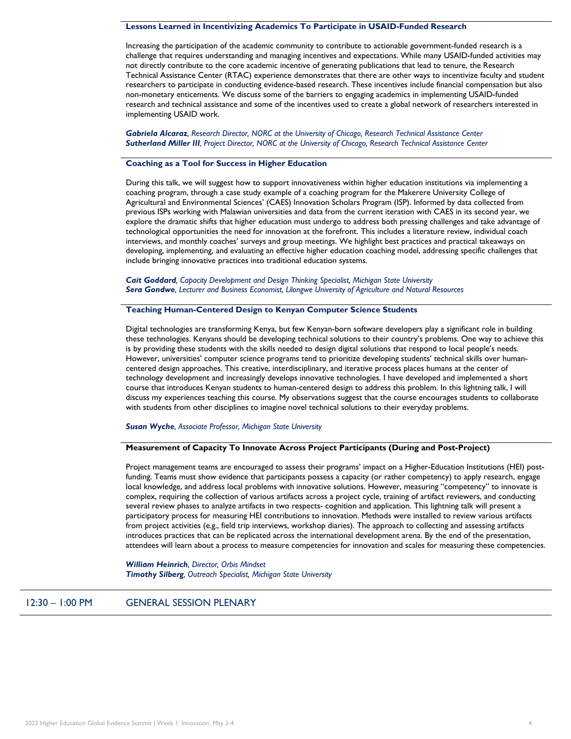### Lessons Learned in Incentivizing Academics To Participate in USAID-Funded Research

Increasing the participation of the academic community to contribute to actionable government-funded research is a challenge that requires understanding and managing incentives and expectations. While many USAID-funded activities may not directly contribute to the core academic incentive of generating publications that lead to tenure, the Research Technical Assistance Center (RTAC) experience demonstrates that there are other ways to incentivize faculty and student researchers to participate in conducting evidence-based research. These incentives include financial compensation but also non-monetary enticements. We discuss some of the barriers to engaging academics in implementing USAID-funded research and technical assistance and some of the incentives used to create a global network of researchers interested in implementing USAID work.

***Gabriela Alcaraz**, Research Director, NORC at the University of Chicago, Research Technical Assistance Center*
***Sutherland Miller III**, Project Director, NORC at the University of Chicago, Research Technical Assistance Center*

### Coaching as a Tool for Success in Higher Education

During this talk, we will suggest how to support innovativeness within higher education institutions via implementing a coaching program, through a case study example of a coaching program for the Makerere University College of Agricultural and Environmental Sciences' (CAES) Innovation Scholars Program (ISP). Informed by data collected from previous ISPs working with Malawian universities and data from the current iteration with CAES in its second year, we explore the dramatic shifts that higher education must undergo to address both pressing challenges and take advantage of technological opportunities the need for innovation at the forefront. This includes a literature review, individual coach interviews, and monthly coaches' surveys and group meetings. We highlight best practices and practical takeaways on developing, implementing, and evaluating an effective higher education coaching model, addressing specific challenges that include bringing innovative practices into traditional education systems.

***Cait Goddard**, Capacity Development and Design Thinking Specialist, Michigan State University*
***Sera Gondwe**, Lecturer and Business Economist, Lilongwe University of Agriculture and Natural Resources*

### Teaching Human-Centered Design to Kenyan Computer Science Students

Digital technologies are transforming Kenya, but few Kenyan-born software developers play a significant role in building these technologies. Kenyans should be developing technical solutions to their country's problems. One way to achieve this is by providing these students with the skills needed to design digital solutions that respond to local people's needs. However, universities' computer science programs tend to prioritize developing students' technical skills over human-centered design approaches. This creative, interdisciplinary, and iterative process places humans at the center of technology development and increasingly develops innovative technologies. I have developed and implemented a short course that introduces Kenyan students to human-centered design to address this problem. In this lightning talk, I will discuss my experiences teaching this course. My observations suggest that the course encourages students to collaborate with students from other disciplines to imagine novel technical solutions to their everyday problems.

***Susan Wyche**, Associate Professor, Michigan State University*

### Measurement of Capacity To Innovate Across Project Participants (During and Post-Project)

Project management teams are encouraged to assess their programs' impact on a Higher-Education Institutions (HEI) post-funding. Teams must show evidence that participants possess a capacity (or rather competency) to apply research, engage local knowledge, and address local problems with innovative solutions. However, measuring "competency" to innovate is complex, requiring the collection of various artifacts across a project cycle, training of artifact reviewers, and conducting several review phases to analyze artifacts in two respects- cognition and application. This lightning talk will present a participatory process for measuring HEI contributions to innovation. Methods were installed to review various artifacts from project activities (e.g., field trip interviews, workshop diaries). The approach to collecting and assessing artifacts introduces practices that can be replicated across the international development arena. By the end of the presentation, attendees will learn about a process to measure competencies for innovation and scales for measuring these competencies.

***William Heinrich**, Director, Orbis Mindset*
***Timothy Silberg**, Outreach Specialist, Michigan State University*

## 12:30 – 1:00 PM GENERAL SESSION PLENARY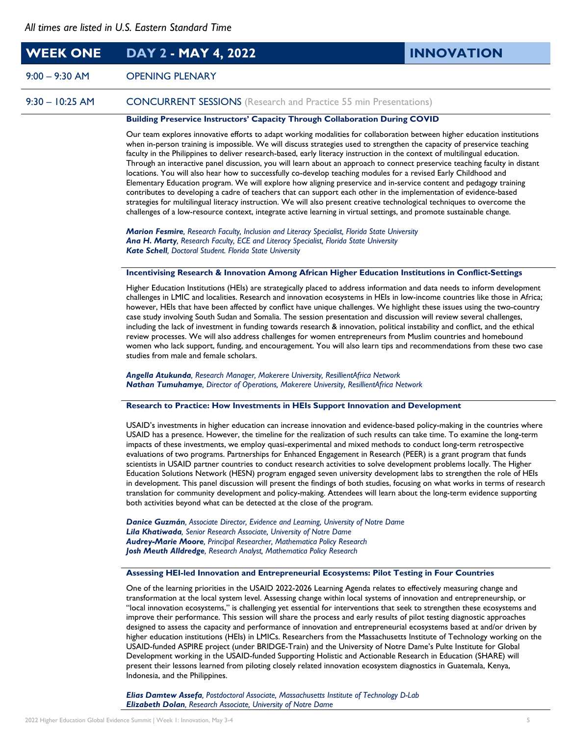*All times are listed in U.S. Eastern Standard Time*

## WEEK ONE | DAY 2 - MAY 4, 2022 | INNOVATION

**9:00 – 9:30 AM** OPENING PLENARY

**9:30 – 10:25 AM** CONCURRENT SESSIONS (Research and Practice 55 min Presentations)

### Building Preservice Instructors' Capacity Through Collaboration During COVID

Our team explores innovative efforts to adapt working modalities for collaboration between higher education institutions when in-person training is impossible. We will discuss strategies used to strengthen the capacity of preservice teaching faculty in the Philippines to deliver research-based, early literacy instruction in the context of multilingual education. Through an interactive panel discussion, you will learn about an approach to connect preservice teaching faculty in distant locations. You will also hear how to successfully co-develop teaching modules for a revised Early Childhood and Elementary Education program. We will explore how aligning preservice and in-service content and pedagogy training contributes to developing a cadre of teachers that can support each other in the implementation of evidence-based strategies for multilingual literacy instruction. We will also present creative technological techniques to overcome the challenges of a low-resource context, integrate active learning in virtual settings, and promote sustainable change.

***Marion Fesmire****, Research Faculty, Inclusion and Literacy Specialist, Florida State University*
***Ana H. Marty****, Research Faculty, ECE and Literacy Specialist, Florida State University*
***Kate Schell****, Doctoral Student. Florida State University*

### Incentivising Research & Innovation Among African Higher Education Institutions in Conflict-Settings

Higher Education Institutions (HEIs) are strategically placed to address information and data needs to inform development challenges in LMIC and localities. Research and innovation ecosystems in HEIs in low-income countries like those in Africa; however, HEIs that have been affected by conflict have unique challenges. We highlight these issues using the two-country case study involving South Sudan and Somalia. The session presentation and discussion will review several challenges, including the lack of investment in funding towards research & innovation, political instability and conflict, and the ethical review processes. We will also address challenges for women entrepreneurs from Muslim countries and homebound women who lack support, funding, and encouragement. You will also learn tips and recommendations from these two case studies from male and female scholars.

***Angella Atukunda****, Research Manager, Makerere University, ResillientAfrica Network*
***Nathan Tumuhamye****, Director of Operations, Makerere University, ResillientAfrica Network*

### Research to Practice: How Investments in HEIs Support Innovation and Development

USAID's investments in higher education can increase innovation and evidence-based policy-making in the countries where USAID has a presence. However, the timeline for the realization of such results can take time. To examine the long-term impacts of these investments, we employ quasi-experimental and mixed methods to conduct long-term retrospective evaluations of two programs. Partnerships for Enhanced Engagement in Research (PEER) is a grant program that funds scientists in USAID partner countries to conduct research activities to solve development problems locally. The Higher Education Solutions Network (HESN) program engaged seven university development labs to strengthen the role of HEIs in development. This panel discussion will present the findings of both studies, focusing on what works in terms of research translation for community development and policy-making. Attendees will learn about the long-term evidence supporting both activities beyond what can be detected at the close of the program.

***Danice Guzmán****, Associate Director, Evidence and Learning, University of Notre Dame*
***Lila Khatiwada****, Senior Research Associate, University of Notre Dame*
***Audrey-Marie Moore****, Principal Researcher, Mathematica Policy Research*
***Josh Meuth Alldredge****, Research Analyst, Mathematica Policy Research*

### Assessing HEI-led Innovation and Entrepreneurial Ecosystems: Pilot Testing in Four Countries

One of the learning priorities in the USAID 2022-2026 Learning Agenda relates to effectively measuring change and transformation at the local system level. Assessing change within local systems of innovation and entrepreneurship, or "local innovation ecosystems," is challenging yet essential for interventions that seek to strengthen these ecosystems and improve their performance. This session will share the process and early results of pilot testing diagnostic approaches designed to assess the capacity and performance of innovation and entrepreneurial ecosystems based at and/or driven by higher education institutions (HEIs) in LMICs. Researchers from the Massachusetts Institute of Technology working on the USAID-funded ASPIRE project (under BRIDGE-Train) and the University of Notre Dame's Pulte Institute for Global Development working in the USAID-funded Supporting Holistic and Actionable Research in Education (SHARE) will present their lessons learned from piloting closely related innovation ecosystem diagnostics in Guatemala, Kenya, Indonesia, and the Philippines.

***Elias Damtew Assefa****, Postdoctoral Associate, Massachusetts Institute of Technology D-Lab*
***Elizabeth Dolan****, Research Associate, University of Notre Dame*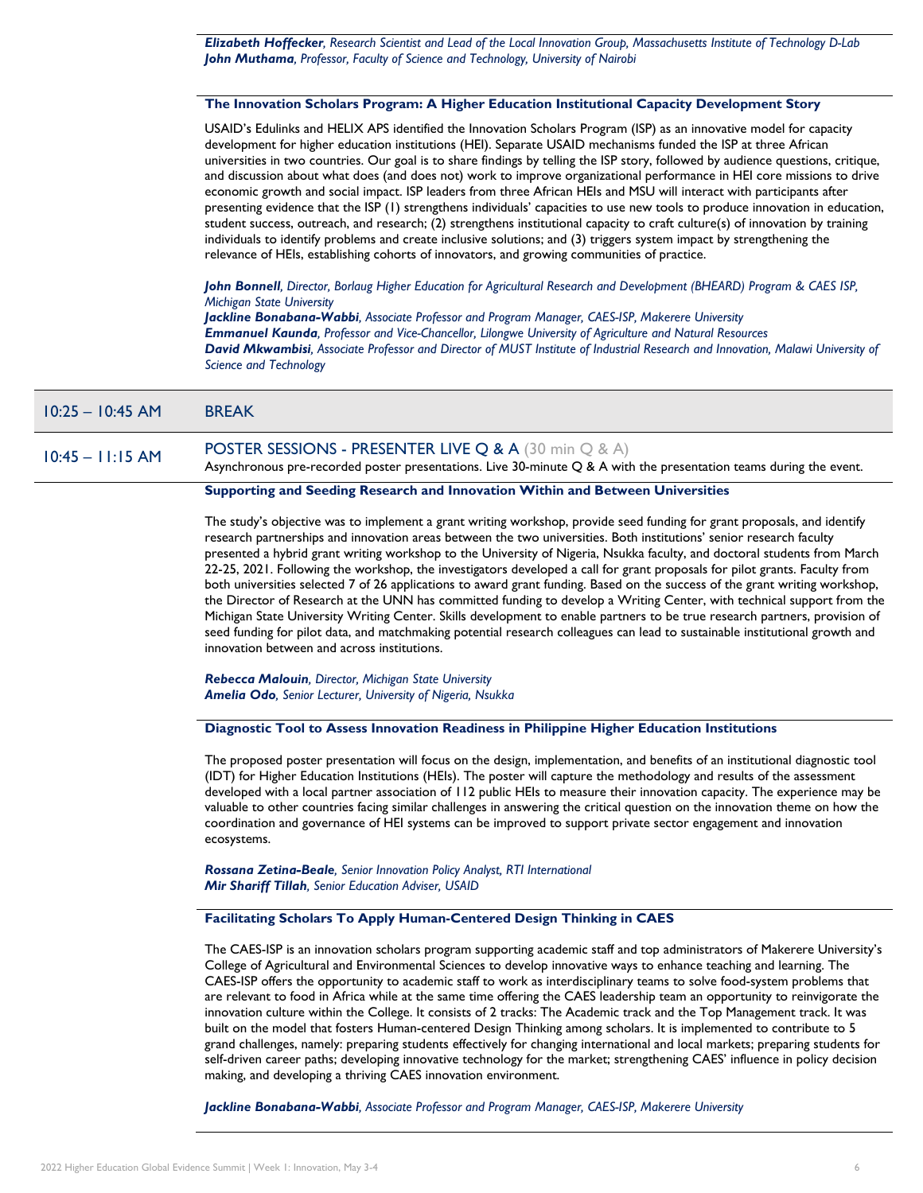***Elizabeth Hoffecker**, Research Scientist and Lead of the Local Innovation Group, Massachusetts Institute of Technology D-Lab*
***John Muthama**, Professor, Faculty of Science and Technology, University of Nairobi*

### The Innovation Scholars Program: A Higher Education Institutional Capacity Development Story

USAID's Edulinks and HELIX APS identified the Innovation Scholars Program (ISP) as an innovative model for capacity development for higher education institutions (HEI). Separate USAID mechanisms funded the ISP at three African universities in two countries. Our goal is to share findings by telling the ISP story, followed by audience questions, critique, and discussion about what does (and does not) work to improve organizational performance in HEI core missions to drive economic growth and social impact. ISP leaders from three African HEIs and MSU will interact with participants after presenting evidence that the ISP (1) strengthens individuals' capacities to use new tools to produce innovation in education, student success, outreach, and research; (2) strengthens institutional capacity to craft culture(s) of innovation by training individuals to identify problems and create inclusive solutions; and (3) triggers system impact by strengthening the relevance of HEIs, establishing cohorts of innovators, and growing communities of practice.

***John Bonnell**, Director, Borlaug Higher Education for Agricultural Research and Development (BHEARD) Program & CAES ISP, Michigan State University*
***Jackline Bonabana-Wabbi**, Associate Professor and Program Manager, CAES-ISP, Makerere University*
***Emmanuel Kaunda**, Professor and Vice-Chancellor, Lilongwe University of Agriculture and Natural Resources*
***David Mkwambisi**, Associate Professor and Director of MUST Institute of Industrial Research and Innovation, Malawi University of Science and Technology*

## 10:25 – 10:45 AM BREAK

## 10:45 – 11:15 AM POSTER SESSIONS - PRESENTER LIVE Q & A (30 min Q & A)

Asynchronous pre-recorded poster presentations. Live 30-minute Q & A with the presentation teams during the event.

### Supporting and Seeding Research and Innovation Within and Between Universities

The study's objective was to implement a grant writing workshop, provide seed funding for grant proposals, and identify research partnerships and innovation areas between the two universities. Both institutions' senior research faculty presented a hybrid grant writing workshop to the University of Nigeria, Nsukka faculty, and doctoral students from March 22-25, 2021. Following the workshop, the investigators developed a call for grant proposals for pilot grants. Faculty from both universities selected 7 of 26 applications to award grant funding. Based on the success of the grant writing workshop, the Director of Research at the UNN has committed funding to develop a Writing Center, with technical support from the Michigan State University Writing Center. Skills development to enable partners to be true research partners, provision of seed funding for pilot data, and matchmaking potential research colleagues can lead to sustainable institutional growth and innovation between and across institutions.

***Rebecca Malouin**, Director, Michigan State University*
***Amelia Odo**, Senior Lecturer, University of Nigeria, Nsukka*

### Diagnostic Tool to Assess Innovation Readiness in Philippine Higher Education Institutions

The proposed poster presentation will focus on the design, implementation, and benefits of an institutional diagnostic tool (IDT) for Higher Education Institutions (HEIs). The poster will capture the methodology and results of the assessment developed with a local partner association of 112 public HEIs to measure their innovation capacity. The experience may be valuable to other countries facing similar challenges in answering the critical question on the innovation theme on how the coordination and governance of HEI systems can be improved to support private sector engagement and innovation ecosystems.

***Rossana Zetina-Beale**, Senior Innovation Policy Analyst, RTI International*
***Mir Shariff Tillah**, Senior Education Adviser, USAID*

### Facilitating Scholars To Apply Human-Centered Design Thinking in CAES

The CAES-ISP is an innovation scholars program supporting academic staff and top administrators of Makerere University's College of Agricultural and Environmental Sciences to develop innovative ways to enhance teaching and learning. The CAES-ISP offers the opportunity to academic staff to work as interdisciplinary teams to solve food-system problems that are relevant to food in Africa while at the same time offering the CAES leadership team an opportunity to reinvigorate the innovation culture within the College. It consists of 2 tracks: The Academic track and the Top Management track. It was built on the model that fosters Human-centered Design Thinking among scholars. It is implemented to contribute to 5 grand challenges, namely: preparing students effectively for changing international and local markets; preparing students for self-driven career paths; developing innovative technology for the market; strengthening CAES' influence in policy decision making, and developing a thriving CAES innovation environment.

***Jackline Bonabana-Wabbi**, Associate Professor and Program Manager, CAES-ISP, Makerere University*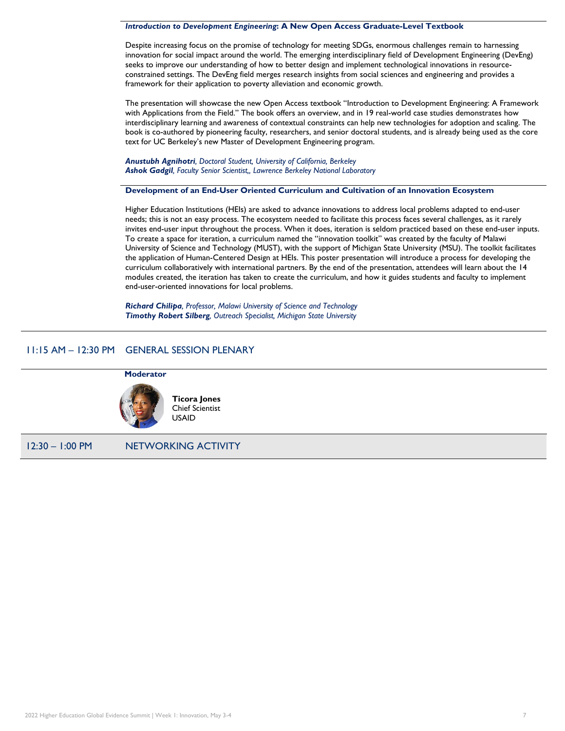### *Introduction to Development Engineering*: A New Open Access Graduate-Level Textbook

Despite increasing focus on the promise of technology for meeting SDGs, enormous challenges remain to harnessing innovation for social impact around the world. The emerging interdisciplinary field of Development Engineering (DevEng) seeks to improve our understanding of how to better design and implement technological innovations in resource-constrained settings. The DevEng field merges research insights from social sciences and engineering and provides a framework for their application to poverty alleviation and economic growth.

The presentation will showcase the new Open Access textbook "Introduction to Development Engineering: A Framework with Applications from the Field." The book offers an overview, and in 19 real-world case studies demonstrates how interdisciplinary learning and awareness of contextual constraints can help new technologies for adoption and scaling. The book is co-authored by pioneering faculty, researchers, and senior doctoral students, and is already being used as the core text for UC Berkeley's new Master of Development Engineering program.

***Anustubh Agnihotri**, Doctoral Student, University of California, Berkeley*
***Ashok Gadgil**, Faculty Senior Scientist,, Lawrence Berkeley National Laboratory*

### Development of an End-User Oriented Curriculum and Cultivation of an Innovation Ecosystem

Higher Education Institutions (HEIs) are asked to advance innovations to address local problems adapted to end-user needs; this is not an easy process. The ecosystem needed to facilitate this process faces several challenges, as it rarely invites end-user input throughout the process. When it does, iteration is seldom practiced based on these end-user inputs. To create a space for iteration, a curriculum named the "innovation toolkit" was created by the faculty of Malawi University of Science and Technology (MUST), with the support of Michigan State University (MSU). The toolkit facilitates the application of Human-Centered Design at HEIs. This poster presentation will introduce a process for developing the curriculum collaboratively with international partners. By the end of the presentation, attendees will learn about the 14 modules created, the iteration has taken to create the curriculum, and how it guides students and faculty to implement end-user-oriented innovations for local problems.

***Richard Chilipa**, Professor, Malawi University of Science and Technology*
***Timothy Robert Silberg**, Outreach Specialist, Michigan State University*

## 11:15 AM – 12:30 PM GENERAL SESSION PLENARY

**Moderator**

**Ticora Jones**
Chief Scientist
USAID

## 12:30 – 1:00 PM NETWORKING ACTIVITY